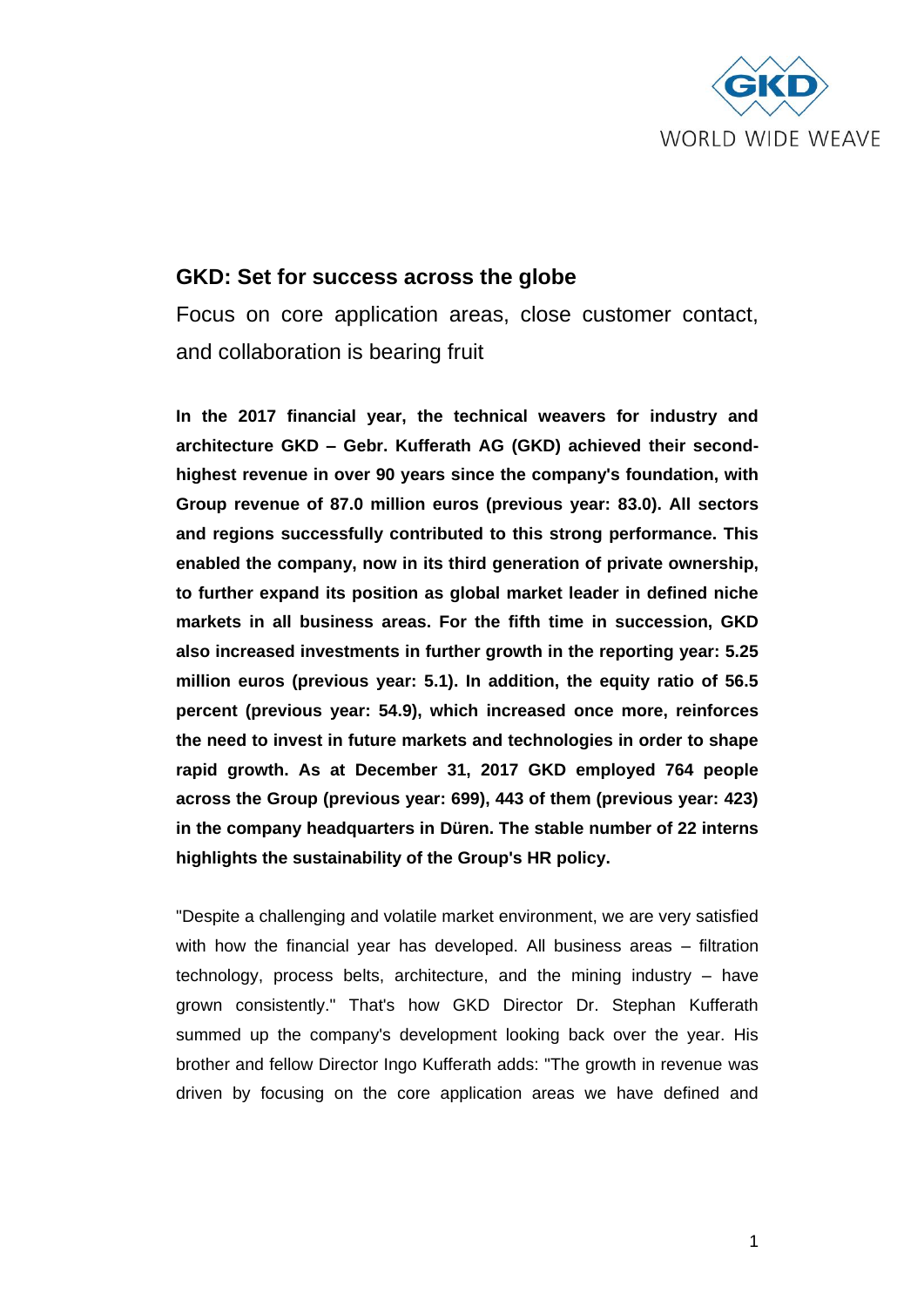GKD
WORLD WIDE WEAVE

## GKD: Set for success across the globe

Focus on core application areas, close customer contact, and collaboration is bearing fruit

**In the 2017 financial year, the technical weavers for industry and architecture GKD – Gebr. Kufferath AG (GKD) achieved their second-highest revenue in over 90 years since the company's foundation, with Group revenue of 87.0 million euros (previous year: 83.0). All sectors and regions successfully contributed to this strong performance. This enabled the company, now in its third generation of private ownership, to further expand its position as global market leader in defined niche markets in all business areas. For the fifth time in succession, GKD also increased investments in further growth in the reporting year: 5.25 million euros (previous year: 5.1). In addition, the equity ratio of 56.5 percent (previous year: 54.9), which increased once more, reinforces the need to invest in future markets and technologies in order to shape rapid growth. As at December 31, 2017 GKD employed 764 people across the Group (previous year: 699), 443 of them (previous year: 423) in the company headquarters in Düren. The stable number of 22 interns highlights the sustainability of the Group's HR policy.**

"Despite a challenging and volatile market environment, we are very satisfied with how the financial year has developed. All business areas – filtration technology, process belts, architecture, and the mining industry – have grown consistently." That's how GKD Director Dr. Stephan Kufferath summed up the company's development looking back over the year. His brother and fellow Director Ingo Kufferath adds: "The growth in revenue was driven by focusing on the core application areas we have defined and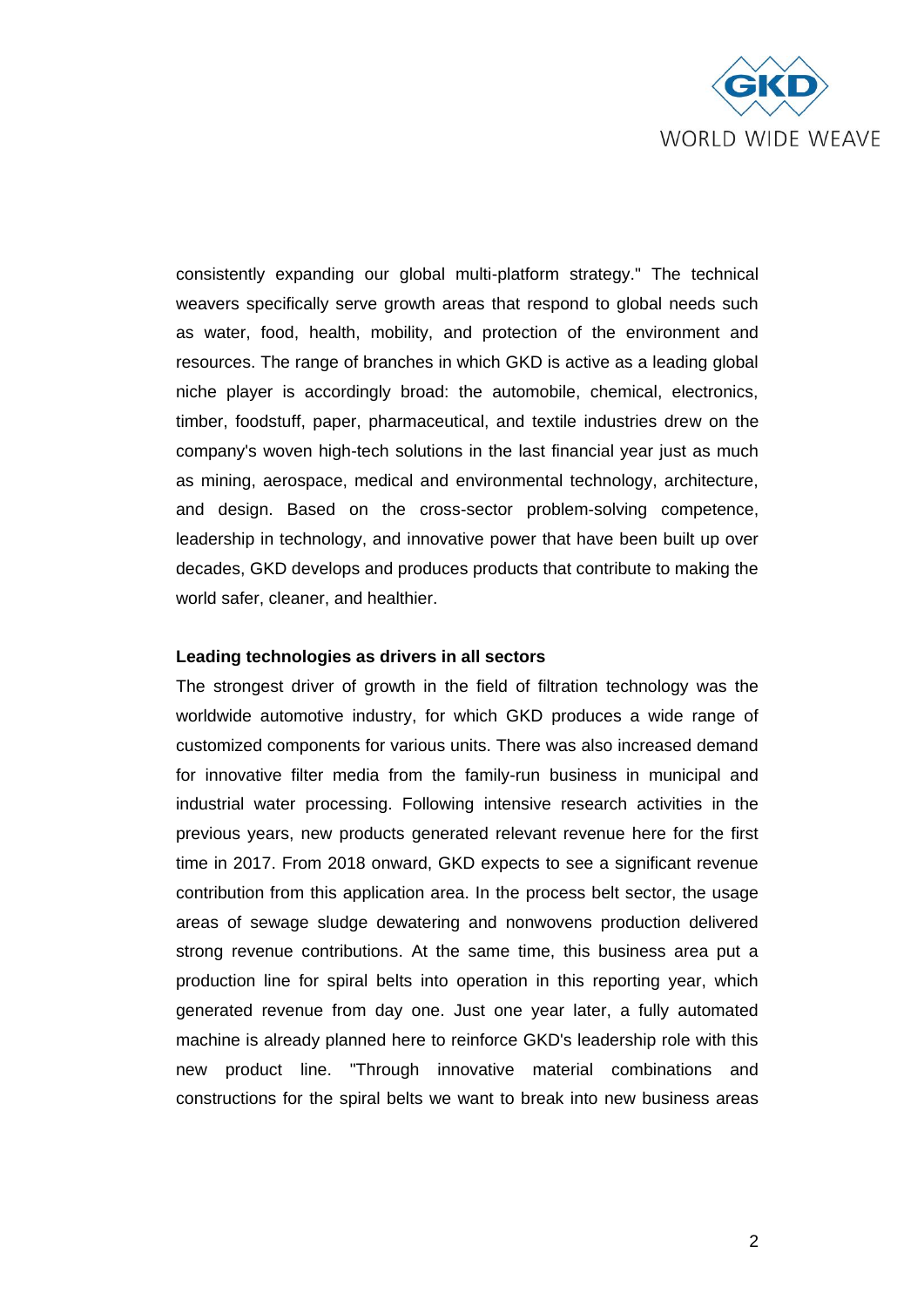consistently expanding our global multi-platform strategy." The technical weavers specifically serve growth areas that respond to global needs such as water, food, health, mobility, and protection of the environment and resources. The range of branches in which GKD is active as a leading global niche player is accordingly broad: the automobile, chemical, electronics, timber, foodstuff, paper, pharmaceutical, and textile industries drew on the company's woven high-tech solutions in the last financial year just as much as mining, aerospace, medical and environmental technology, architecture, and design. Based on the cross-sector problem-solving competence, leadership in technology, and innovative power that have been built up over decades, GKD develops and produces products that contribute to making the world safer, cleaner, and healthier.

**Leading technologies as drivers in all sectors**

The strongest driver of growth in the field of filtration technology was the worldwide automotive industry, for which GKD produces a wide range of customized components for various units. There was also increased demand for innovative filter media from the family-run business in municipal and industrial water processing. Following intensive research activities in the previous years, new products generated relevant revenue here for the first time in 2017. From 2018 onward, GKD expects to see a significant revenue contribution from this application area. In the process belt sector, the usage areas of sewage sludge dewatering and nonwovens production delivered strong revenue contributions. At the same time, this business area put a production line for spiral belts into operation in this reporting year, which generated revenue from day one. Just one year later, a fully automated machine is already planned here to reinforce GKD's leadership role with this new product line. "Through innovative material combinations and constructions for the spiral belts we want to break into new business areas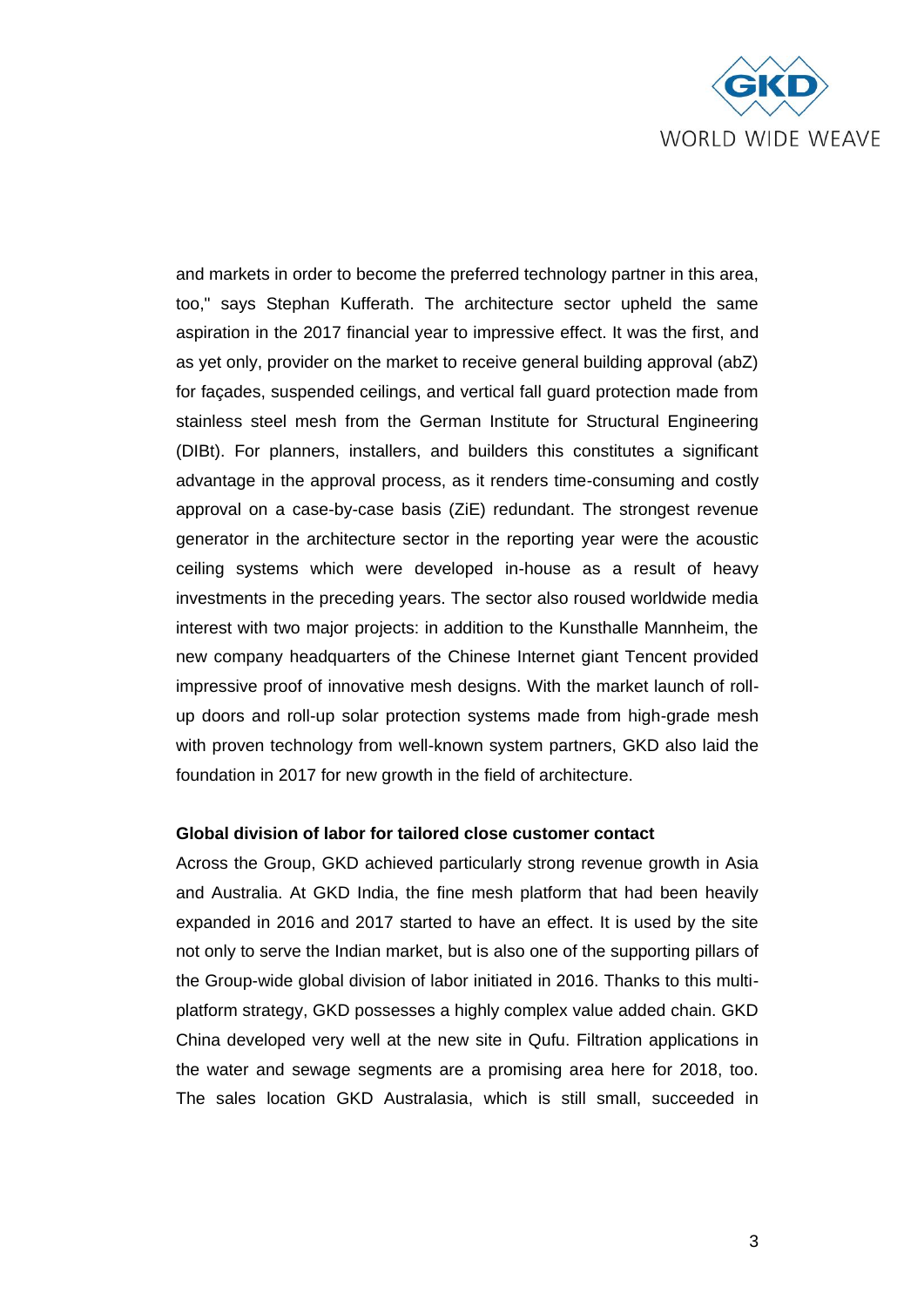and markets in order to become the preferred technology partner in this area, too," says Stephan Kufferath. The architecture sector upheld the same aspiration in the 2017 financial year to impressive effect. It was the first, and as yet only, provider on the market to receive general building approval (abZ) for façades, suspended ceilings, and vertical fall guard protection made from stainless steel mesh from the German Institute for Structural Engineering (DIBt). For planners, installers, and builders this constitutes a significant advantage in the approval process, as it renders time-consuming and costly approval on a case-by-case basis (ZiE) redundant. The strongest revenue generator in the architecture sector in the reporting year were the acoustic ceiling systems which were developed in-house as a result of heavy investments in the preceding years. The sector also roused worldwide media interest with two major projects: in addition to the Kunsthalle Mannheim, the new company headquarters of the Chinese Internet giant Tencent provided impressive proof of innovative mesh designs. With the market launch of roll-up doors and roll-up solar protection systems made from high-grade mesh with proven technology from well-known system partners, GKD also laid the foundation in 2017 for new growth in the field of architecture.

**Global division of labor for tailored close customer contact**

Across the Group, GKD achieved particularly strong revenue growth in Asia and Australia. At GKD India, the fine mesh platform that had been heavily expanded in 2016 and 2017 started to have an effect. It is used by the site not only to serve the Indian market, but is also one of the supporting pillars of the Group-wide global division of labor initiated in 2016. Thanks to this multi-platform strategy, GKD possesses a highly complex value added chain. GKD China developed very well at the new site in Qufu. Filtration applications in the water and sewage segments are a promising area here for 2018, too. The sales location GKD Australasia, which is still small, succeeded in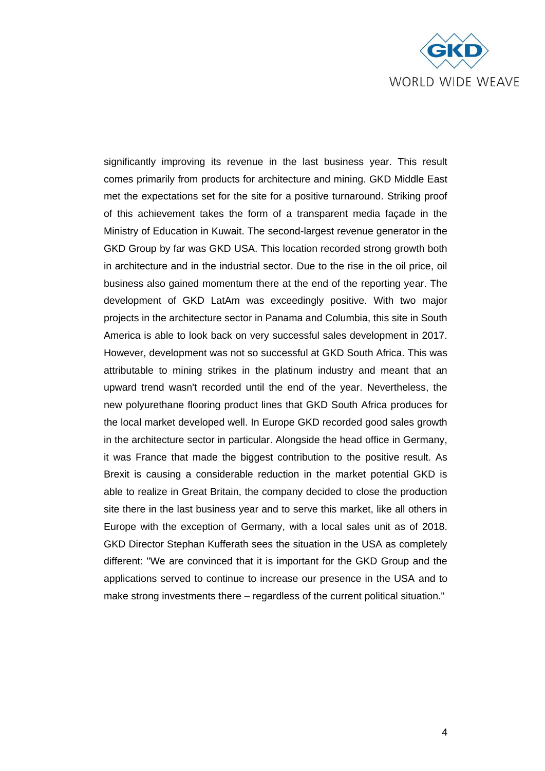significantly improving its revenue in the last business year. This result comes primarily from products for architecture and mining. GKD Middle East met the expectations set for the site for a positive turnaround. Striking proof of this achievement takes the form of a transparent media façade in the Ministry of Education in Kuwait. The second-largest revenue generator in the GKD Group by far was GKD USA. This location recorded strong growth both in architecture and in the industrial sector. Due to the rise in the oil price, oil business also gained momentum there at the end of the reporting year. The development of GKD LatAm was exceedingly positive. With two major projects in the architecture sector in Panama and Columbia, this site in South America is able to look back on very successful sales development in 2017. However, development was not so successful at GKD South Africa. This was attributable to mining strikes in the platinum industry and meant that an upward trend wasn't recorded until the end of the year. Nevertheless, the new polyurethane flooring product lines that GKD South Africa produces for the local market developed well. In Europe GKD recorded good sales growth in the architecture sector in particular. Alongside the head office in Germany, it was France that made the biggest contribution to the positive result. As Brexit is causing a considerable reduction in the market potential GKD is able to realize in Great Britain, the company decided to close the production site there in the last business year and to serve this market, like all others in Europe with the exception of Germany, with a local sales unit as of 2018. GKD Director Stephan Kufferath sees the situation in the USA as completely different: "We are convinced that it is important for the GKD Group and the applications served to continue to increase our presence in the USA and to make strong investments there – regardless of the current political situation."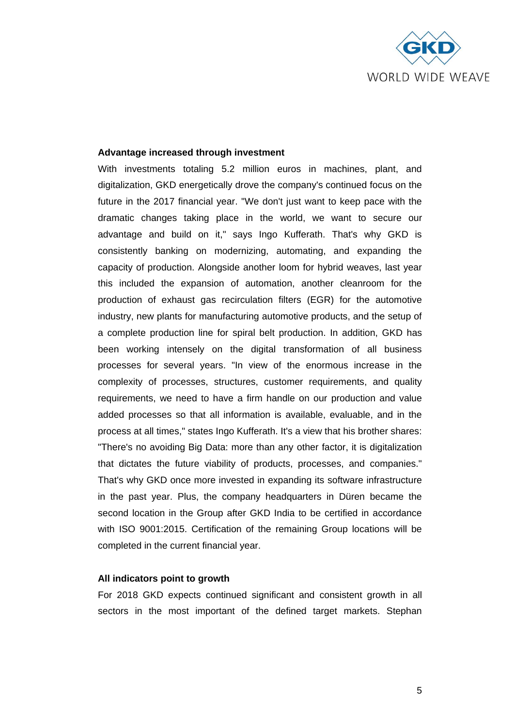**Advantage increased through investment**

With investments totaling 5.2 million euros in machines, plant, and digitalization, GKD energetically drove the company's continued focus on the future in the 2017 financial year. "We don't just want to keep pace with the dramatic changes taking place in the world, we want to secure our advantage and build on it," says Ingo Kufferath. That's why GKD is consistently banking on modernizing, automating, and expanding the capacity of production. Alongside another loom for hybrid weaves, last year this included the expansion of automation, another cleanroom for the production of exhaust gas recirculation filters (EGR) for the automotive industry, new plants for manufacturing automotive products, and the setup of a complete production line for spiral belt production. In addition, GKD has been working intensely on the digital transformation of all business processes for several years. "In view of the enormous increase in the complexity of processes, structures, customer requirements, and quality requirements, we need to have a firm handle on our production and value added processes so that all information is available, evaluable, and in the process at all times," states Ingo Kufferath. It's a view that his brother shares: "There's no avoiding Big Data: more than any other factor, it is digitalization that dictates the future viability of products, processes, and companies." That's why GKD once more invested in expanding its software infrastructure in the past year. Plus, the company headquarters in Düren became the second location in the Group after GKD India to be certified in accordance with ISO 9001:2015. Certification of the remaining Group locations will be completed in the current financial year.

**All indicators point to growth**

For 2018 GKD expects continued significant and consistent growth in all sectors in the most important of the defined target markets. Stephan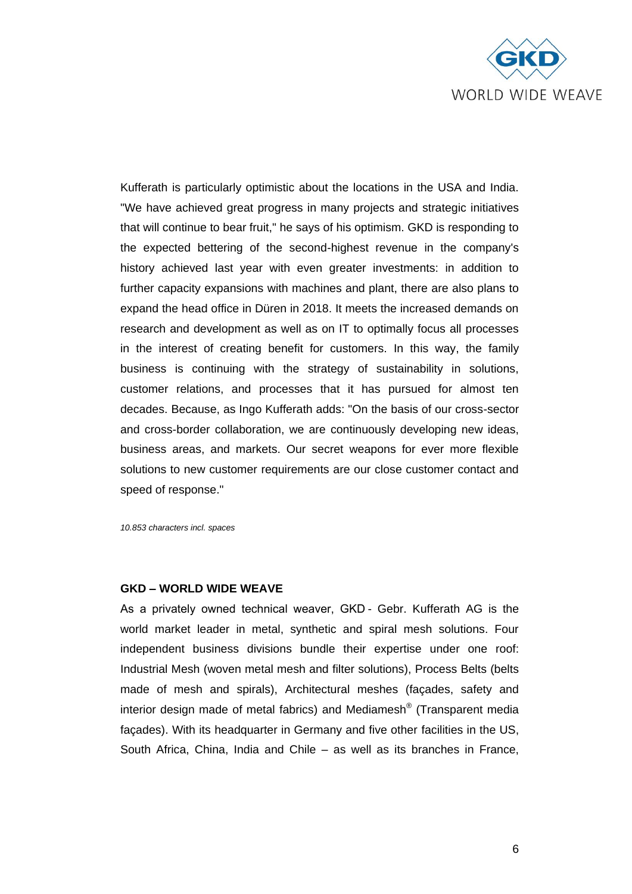Kufferath is particularly optimistic about the locations in the USA and India. "We have achieved great progress in many projects and strategic initiatives that will continue to bear fruit," he says of his optimism. GKD is responding to the expected bettering of the second-highest revenue in the company's history achieved last year with even greater investments: in addition to further capacity expansions with machines and plant, there are also plans to expand the head office in Düren in 2018. It meets the increased demands on research and development as well as on IT to optimally focus all processes in the interest of creating benefit for customers. In this way, the family business is continuing with the strategy of sustainability in solutions, customer relations, and processes that it has pursued for almost ten decades. Because, as Ingo Kufferath adds: "On the basis of our cross-sector and cross-border collaboration, we are continuously developing new ideas, business areas, and markets. Our secret weapons for ever more flexible solutions to new customer requirements are our close customer contact and speed of response."

*10.853 characters incl. spaces*

**GKD – WORLD WIDE WEAVE**

As a privately owned technical weaver, GKD - Gebr. Kufferath AG is the world market leader in metal, synthetic and spiral mesh solutions. Four independent business divisions bundle their expertise under one roof: Industrial Mesh (woven metal mesh and filter solutions), Process Belts (belts made of mesh and spirals), Architectural meshes (façades, safety and interior design made of metal fabrics) and Mediamesh® (Transparent media façades). With its headquarter in Germany and five other facilities in the US, South Africa, China, India and Chile – as well as its branches in France,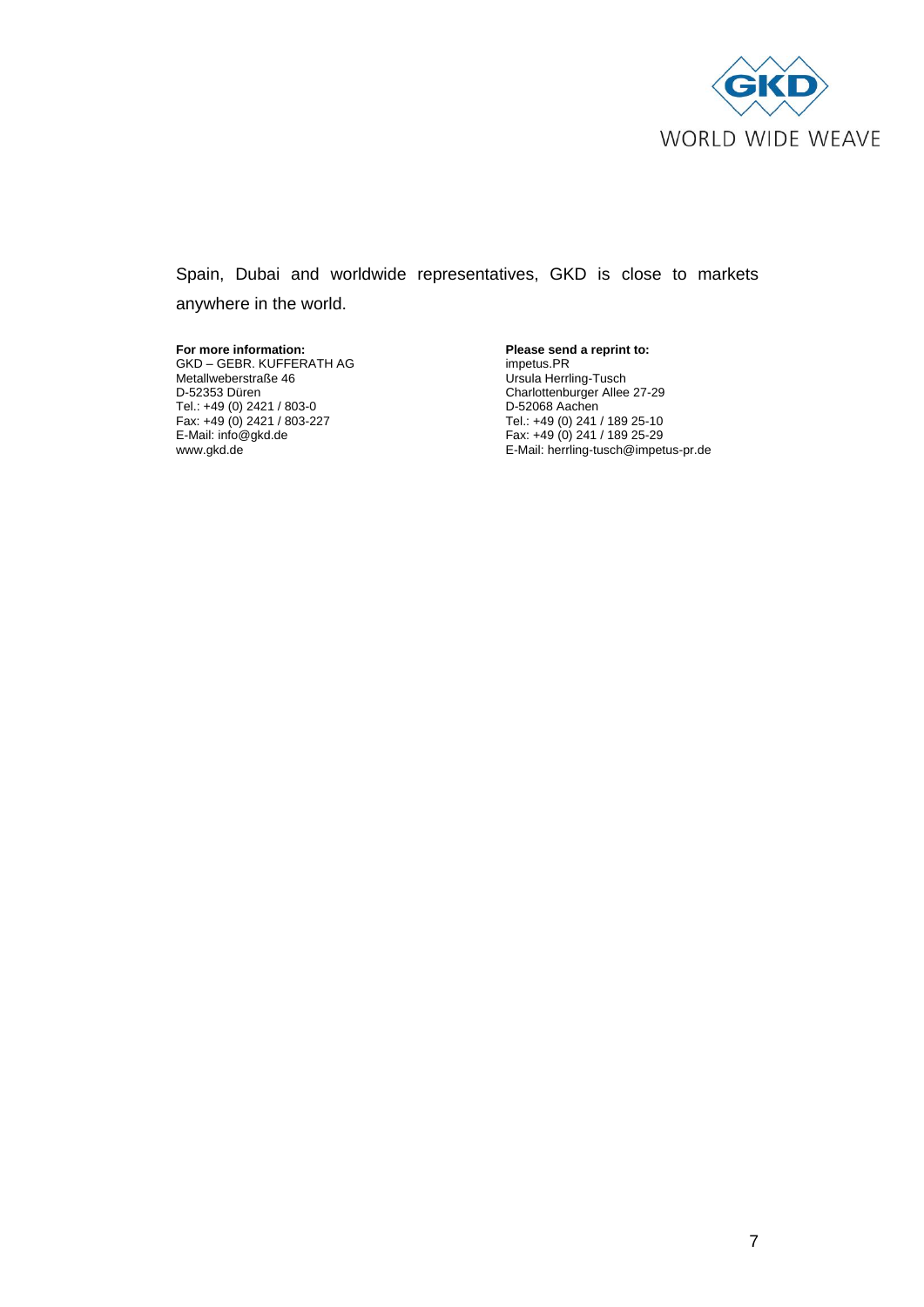Spain, Dubai and worldwide representatives, GKD is close to markets anywhere in the world.

**For more information:**
GKD – GEBR. KUFFERATH AG
Metallweberstraße 46
D-52353 Düren
Tel.: +49 (0) 2421 / 803-0
Fax: +49 (0) 2421 / 803-227
E-Mail: info@gkd.de
www.gkd.de

**Please send a reprint to:**
impetus.PR
Ursula Herrling-Tusch
Charlottenburger Allee 27-29
D-52068 Aachen
Tel.: +49 (0) 241 / 189 25-10
Fax: +49 (0) 241 / 189 25-29
E-Mail: herrling-tusch@impetus-pr.de